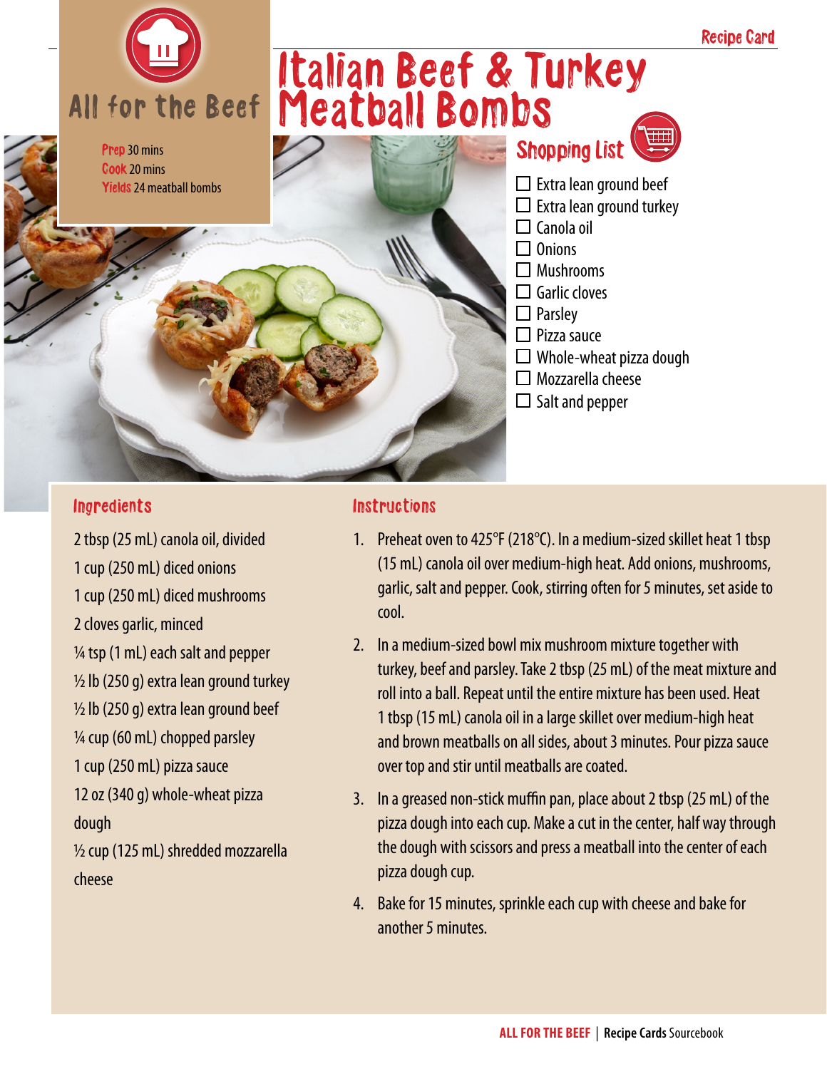Recipe Card

All for the Beef

# Italian Beef & Turkey Meatball Bombs

**Prep** 30 mins
**Cook** 20 mins
**Yields** 24 meatball bombs

## Shopping List

- ☐ Extra lean ground beef
- ☐ Extra lean ground turkey
- ☐ Canola oil
- ☐ Onions
- ☐ Mushrooms
- ☐ Garlic cloves
- ☐ Parsley
- ☐ Pizza sauce
- ☐ Whole-wheat pizza dough
- ☐ Mozzarella cheese
- ☐ Salt and pepper

## Ingredients

2 tbsp (25 mL) canola oil, divided

1 cup (250 mL) diced onions

1 cup (250 mL) diced mushrooms

2 cloves garlic, minced

¼ tsp (1 mL) each salt and pepper

½ lb (250 g) extra lean ground turkey

½ lb (250 g) extra lean ground beef

¼ cup (60 mL) chopped parsley

1 cup (250 mL) pizza sauce

12 oz (340 g) whole-wheat pizza dough

½ cup (125 mL) shredded mozzarella cheese

## Instructions

1. Preheat oven to 425°F (218°C). In a medium-sized skillet heat 1 tbsp (15 mL) canola oil over medium-high heat. Add onions, mushrooms, garlic, salt and pepper. Cook, stirring often for 5 minutes, set aside to cool.
2. In a medium-sized bowl mix mushroom mixture together with turkey, beef and parsley. Take 2 tbsp (25 mL) of the meat mixture and roll into a ball. Repeat until the entire mixture has been used. Heat 1 tbsp (15 mL) canola oil in a large skillet over medium-high heat and brown meatballs on all sides, about 3 minutes. Pour pizza sauce over top and stir until meatballs are coated.
3. In a greased non-stick muffin pan, place about 2 tbsp (25 mL) of the pizza dough into each cup. Make a cut in the center, half way through the dough with scissors and press a meatball into the center of each pizza dough cup.
4. Bake for 15 minutes, sprinkle each cup with cheese and bake for another 5 minutes.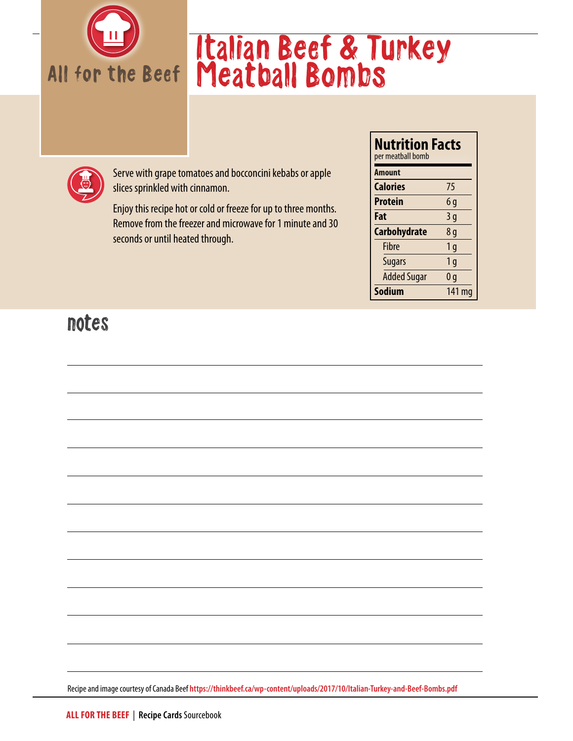# Italian Beef & Turkey Meatball Bombs

All for the Beef

Serve with grape tomatoes and bocconcini kebabs or apple slices sprinkled with cinnamon.

Enjoy this recipe hot or cold or freeze for up to three months. Remove from the freezer and microwave for 1 minute and 30 seconds or until heated through.

**Nutrition Facts**
per meatball bomb

| Amount | |
|---|---|
| **Calories** | 75 |
| **Protein** | 6 g |
| **Fat** | 3 g |
| **Carbohydrate** | 8 g |
| Fibre | 1 g |
| Sugars | 1 g |
| Added Sugar | 0 g |
| **Sodium** | 141 mg |

## notes

Recipe and image courtesy of Canada Beef https://thinkbeef.ca/wp-content/uploads/2017/10/Italian-Turkey-and-Beef-Bombs.pdf